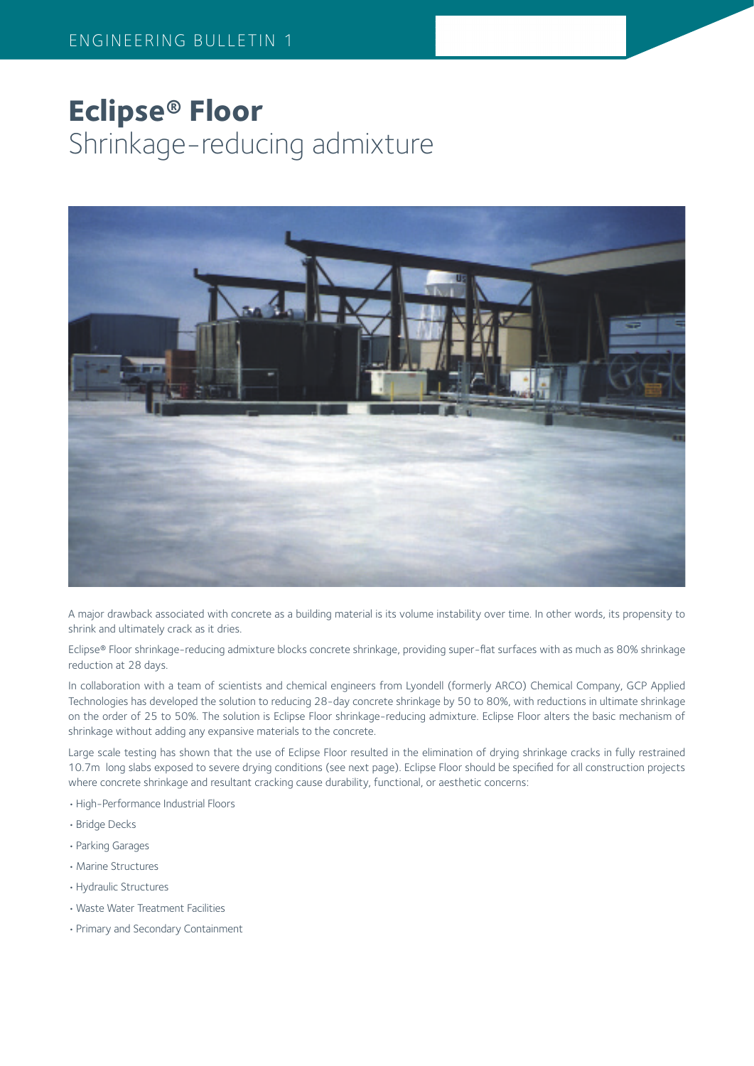# Eclipse® Floor
## Shrinkage-reducing admixture

A major drawback associated with concrete as a building material is its volume instability over time. In other words, its propensity to shrink and ultimately crack as it dries.

Eclipse® Floor shrinkage-reducing admixture blocks concrete shrinkage, providing super-flat surfaces with as much as 80% shrinkage reduction at 28 days.

In collaboration with a team of scientists and chemical engineers from Lyondell (formerly ARCO) Chemical Company, GCP Applied Technologies has developed the solution to reducing 28-day concrete shrinkage by 50 to 80%, with reductions in ultimate shrinkage on the order of 25 to 50%. The solution is Eclipse Floor shrinkage-reducing admixture. Eclipse Floor alters the basic mechanism of shrinkage without adding any expansive materials to the concrete.

Large scale testing has shown that the use of Eclipse Floor resulted in the elimination of drying shrinkage cracks in fully restrained 10.7m long slabs exposed to severe drying conditions (see next page). Eclipse Floor should be specified for all construction projects where concrete shrinkage and resultant cracking cause durability, functional, or aesthetic concerns:

- High-Performance Industrial Floors
- Bridge Decks
- Parking Garages
- Marine Structures
- Hydraulic Structures
- Waste Water Treatment Facilities
- Primary and Secondary Containment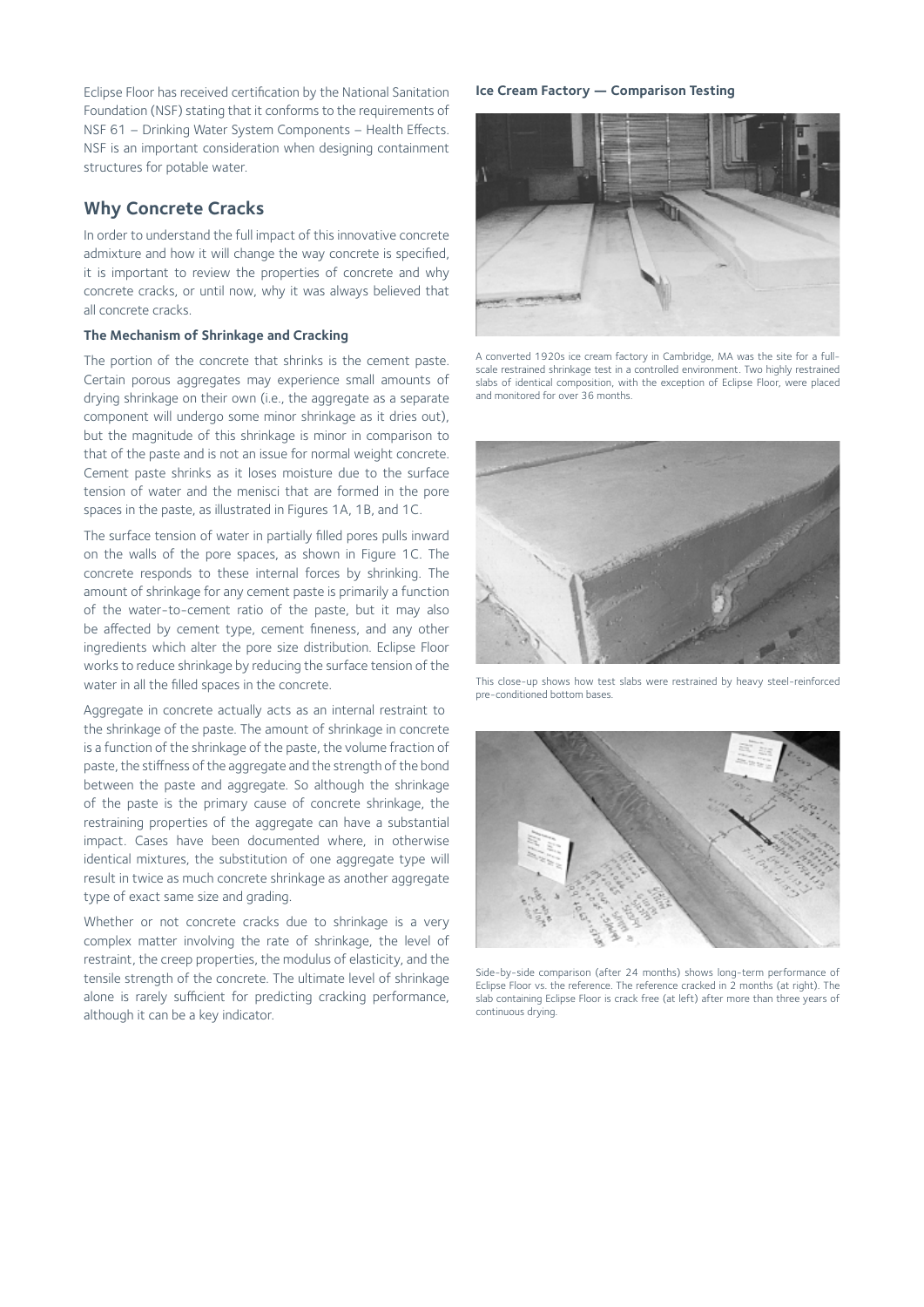Eclipse Floor has received certification by the National Sanitation Foundation (NSF) stating that it conforms to the requirements of NSF 61 – Drinking Water System Components – Health Effects. NSF is an important consideration when designing containment structures for potable water.

## Why Concrete Cracks

In order to understand the full impact of this innovative concrete admixture and how it will change the way concrete is specified, it is important to review the properties of concrete and why concrete cracks, or until now, why it was always believed that all concrete cracks.

### The Mechanism of Shrinkage and Cracking

The portion of the concrete that shrinks is the cement paste. Certain porous aggregates may experience small amounts of drying shrinkage on their own (i.e., the aggregate as a separate component will undergo some minor shrinkage as it dries out), but the magnitude of this shrinkage is minor in comparison to that of the paste and is not an issue for normal weight concrete. Cement paste shrinks as it loses moisture due to the surface tension of water and the menisci that are formed in the pore spaces in the paste, as illustrated in Figures 1A, 1B, and 1C.

The surface tension of water in partially filled pores pulls inward on the walls of the pore spaces, as shown in Figure 1C. The concrete responds to these internal forces by shrinking. The amount of shrinkage for any cement paste is primarily a function of the water-to-cement ratio of the paste, but it may also be affected by cement type, cement fineness, and any other ingredients which alter the pore size distribution. Eclipse Floor works to reduce shrinkage by reducing the surface tension of the water in all the filled spaces in the concrete.

Aggregate in concrete actually acts as an internal restraint to the shrinkage of the paste. The amount of shrinkage in concrete is a function of the shrinkage of the paste, the volume fraction of paste, the stiffness of the aggregate and the strength of the bond between the paste and aggregate. So although the shrinkage of the paste is the primary cause of concrete shrinkage, the restraining properties of the aggregate can have a substantial impact. Cases have been documented where, in otherwise identical mixtures, the substitution of one aggregate type will result in twice as much concrete shrinkage as another aggregate type of exact same size and grading.

Whether or not concrete cracks due to shrinkage is a very complex matter involving the rate of shrinkage, the level of restraint, the creep properties, the modulus of elasticity, and the tensile strength of the concrete. The ultimate level of shrinkage alone is rarely sufficient for predicting cracking performance, although it can be a key indicator.

### Ice Cream Factory — Comparison Testing

A converted 1920s ice cream factory in Cambridge, MA was the site for a full-scale restrained shrinkage test in a controlled environment. Two highly restrained slabs of identical composition, with the exception of Eclipse Floor, were placed and monitored for over 36 months.

This close-up shows how test slabs were restrained by heavy steel-reinforced pre-conditioned bottom bases.

Side-by-side comparison (after 24 months) shows long-term performance of Eclipse Floor vs. the reference. The reference cracked in 2 months (at right). The slab containing Eclipse Floor is crack free (at left) after more than three years of continuous drying.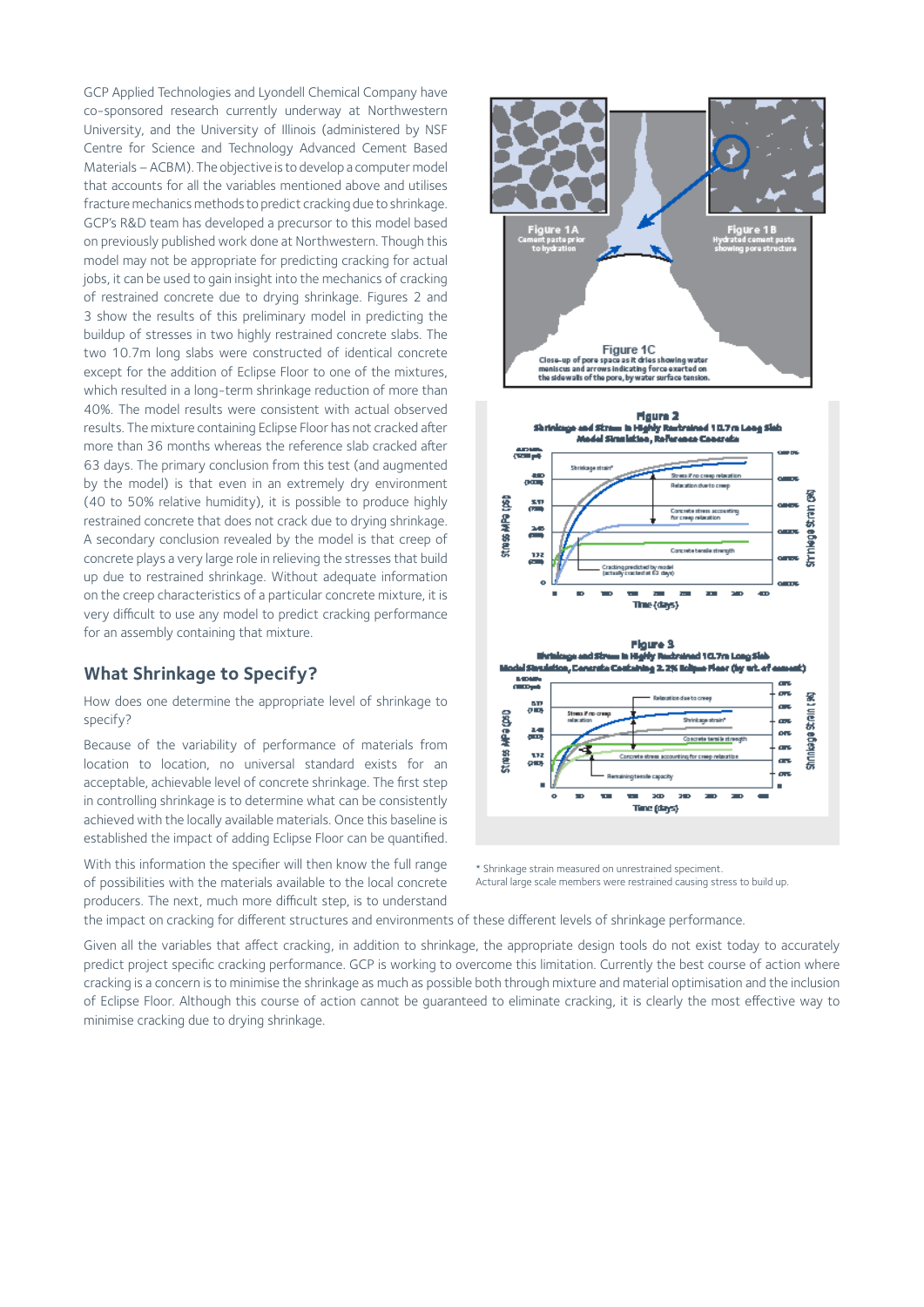GCP Applied Technologies and Lyondell Chemical Company have co-sponsored research currently underway at Northwestern University, and the University of Illinois (administered by NSF Centre for Science and Technology Advanced Cement Based Materials – ACBM). The objective is to develop a computer model that accounts for all the variables mentioned above and utilises fracture mechanics methods to predict cracking due to shrinkage. GCP's R&D team has developed a precursor to this model based on previously published work done at Northwestern. Though this model may not be appropriate for predicting cracking for actual jobs, it can be used to gain insight into the mechanics of cracking of restrained concrete due to drying shrinkage. Figures 2 and 3 show the results of this preliminary model in predicting the buildup of stresses in two highly restrained concrete slabs. The two 10.7m long slabs were constructed of identical concrete except for the addition of Eclipse Floor to one of the mixtures, which resulted in a long-term shrinkage reduction of more than 40%. The model results were consistent with actual observed results. The mixture containing Eclipse Floor has not cracked after more than 36 months whereas the reference slab cracked after 63 days. The primary conclusion from this test (and augmented by the model) is that even in an extremely dry environment (40 to 50% relative humidity), it is possible to produce highly restrained concrete that does not crack due to drying shrinkage. A secondary conclusion revealed by the model is that creep of concrete plays a very large role in relieving the stresses that build up due to restrained shrinkage. Without adequate information on the creep characteristics of a particular concrete mixture, it is very difficult to use any model to predict cracking performance for an assembly containing that mixture.

## What Shrinkage to Specify?

How does one determine the appropriate level of shrinkage to specify?

Because of the variability of performance of materials from location to location, no universal standard exists for an acceptable, achievable level of concrete shrinkage. The first step in controlling shrinkage is to determine what can be consistently achieved with the locally available materials. Once this baseline is established the impact of adding Eclipse Floor can be quantified.

With this information the specifier will then know the full range of possibilities with the materials available to the local concrete producers. The next, much more difficult step, is to understand the impact on cracking for different structures and environments of these different levels of shrinkage performance.

Given all the variables that affect cracking, in addition to shrinkage, the appropriate design tools do not exist today to accurately predict project specific cracking performance. GCP is working to overcome this limitation. Currently the best course of action where cracking is a concern is to minimise the shrinkage as much as possible both through mixture and material optimisation and the inclusion of Eclipse Floor. Although this course of action cannot be guaranteed to eliminate cracking, it is clearly the most effective way to minimise cracking due to drying shrinkage.

\* Shrinkage strain measured on unrestrained speciment.
Actural large scale members were restrained causing stress to build up.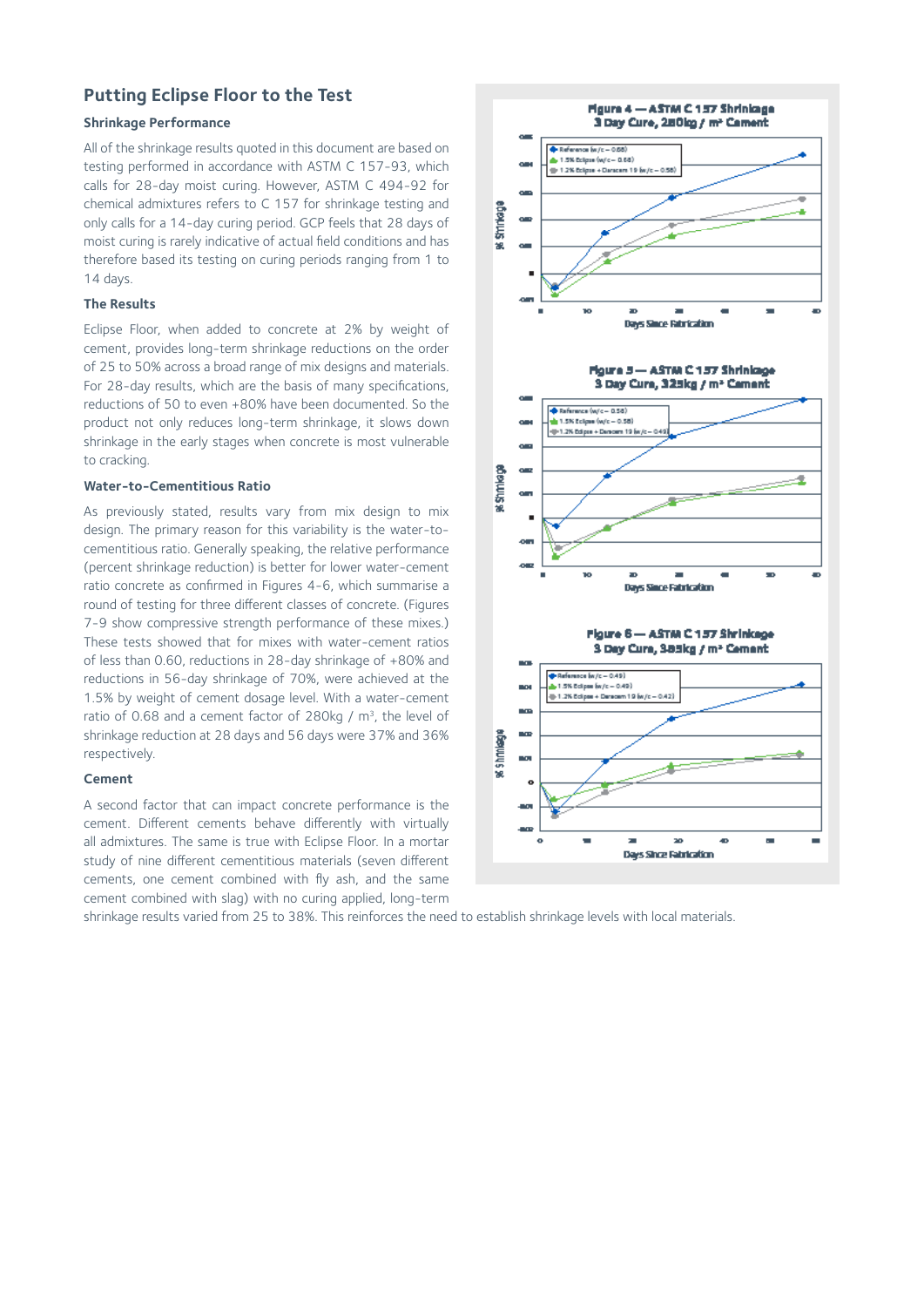## Putting Eclipse Floor to the Test

### Shrinkage Performance

All of the shrinkage results quoted in this document are based on testing performed in accordance with ASTM C 157-93, which calls for 28-day moist curing. However, ASTM C 494-92 for chemical admixtures refers to C 157 for shrinkage testing and only calls for a 14-day curing period. GCP feels that 28 days of moist curing is rarely indicative of actual field conditions and has therefore based its testing on curing periods ranging from 1 to 14 days.

### The Results

Eclipse Floor, when added to concrete at 2% by weight of cement, provides long-term shrinkage reductions on the order of 25 to 50% across a broad range of mix designs and materials. For 28-day results, which are the basis of many specifications, reductions of 50 to even +80% have been documented. So the product not only reduces long-term shrinkage, it slows down shrinkage in the early stages when concrete is most vulnerable to cracking.

### Water-to-Cementitious Ratio

As previously stated, results vary from mix design to mix design. The primary reason for this variability is the water-to-cementitious ratio. Generally speaking, the relative performance (percent shrinkage reduction) is better for lower water-cement ratio concrete as confirmed in Figures 4-6, which summarise a round of testing for three different classes of concrete. (Figures 7-9 show compressive strength performance of these mixes.) These tests showed that for mixes with water-cement ratios of less than 0.60, reductions in 28-day shrinkage of +80% and reductions in 56-day shrinkage of 70%, were achieved at the 1.5% by weight of cement dosage level. With a water-cement ratio of 0.68 and a cement factor of 280kg / m³, the level of shrinkage reduction at 28 days and 56 days were 37% and 36% respectively.

### Cement

A second factor that can impact concrete performance is the cement. Different cements behave differently with virtually all admixtures. The same is true with Eclipse Floor. In a mortar study of nine different cementitious materials (seven different cements, one cement combined with fly ash, and the same cement combined with slag) with no curing applied, long-term shrinkage results varied from 25 to 38%. This reinforces the need to establish shrinkage levels with local materials.

**Figure 4 — ASTM C 157 Shrinkage 3 Day Cure, 280kg / m³ Cement**

**Figure 5 — ASTM C 157 Shrinkage 3 Day Cure, 325kg / m³ Cement**

**Figure 6 — ASTM C 157 Shrinkage 3 Day Cure, 385kg / m³ Cement**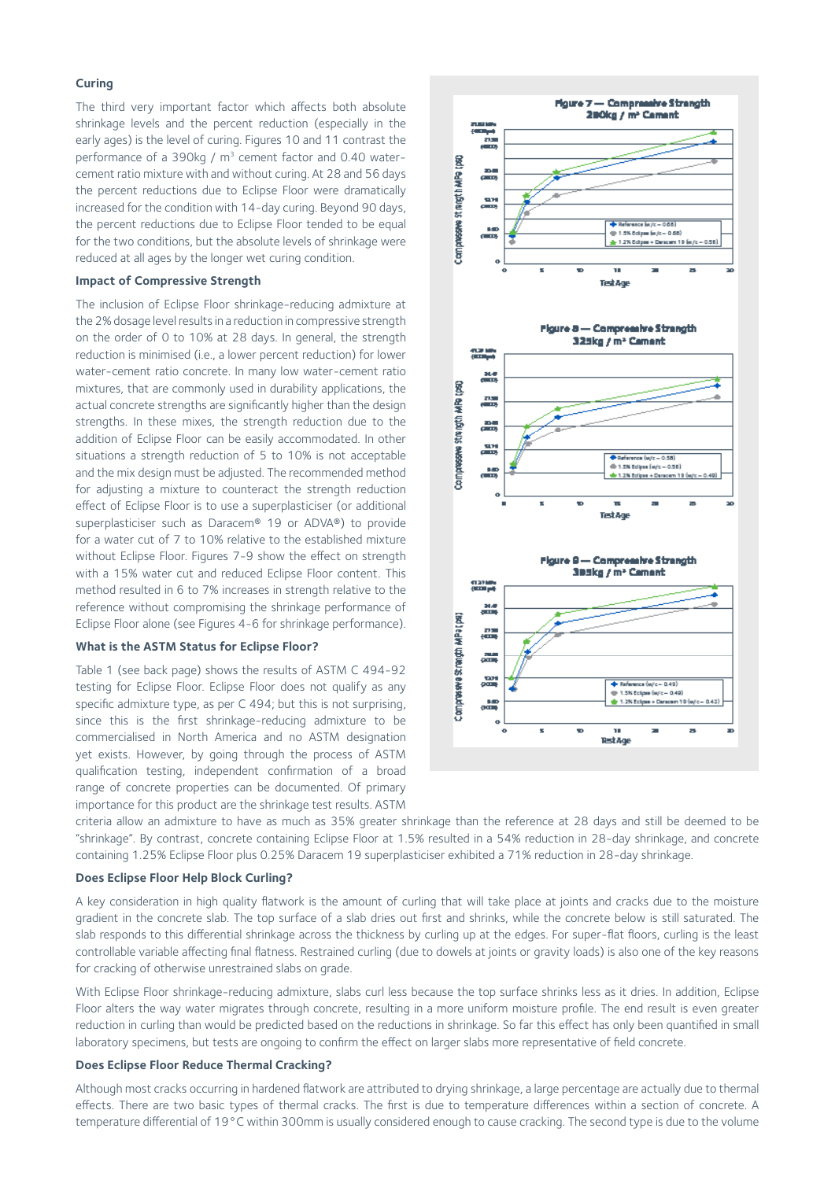### Curing

The third very important factor which affects both absolute shrinkage levels and the percent reduction (especially in the early ages) is the level of curing. Figures 10 and 11 contrast the performance of a 390kg / m³ cement factor and 0.40 water-cement ratio mixture with and without curing. At 28 and 56 days the percent reductions due to Eclipse Floor were dramatically increased for the condition with 14-day curing. Beyond 90 days, the percent reductions due to Eclipse Floor tended to be equal for the two conditions, but the absolute levels of shrinkage were reduced at all ages by the longer wet curing condition.

### Impact of Compressive Strength

The inclusion of Eclipse Floor shrinkage-reducing admixture at the 2% dosage level results in a reduction in compressive strength on the order of 0 to 10% at 28 days. In general, the strength reduction is minimised (i.e., a lower percent reduction) for lower water-cement ratio concrete. In many low water-cement ratio mixtures, that are commonly used in durability applications, the actual concrete strengths are significantly higher than the design strengths. In these mixes, the strength reduction due to the addition of Eclipse Floor can be easily accommodated. In other situations a strength reduction of 5 to 10% is not acceptable and the mix design must be adjusted. The recommended method for adjusting a mixture to counteract the strength reduction effect of Eclipse Floor is to use a superplasticiser (or additional superplasticiser such as Daracem® 19 or ADVA®) to provide for a water cut of 7 to 10% relative to the established mixture without Eclipse Floor. Figures 7-9 show the effect on strength with a 15% water cut and reduced Eclipse Floor content. This method resulted in 6 to 7% increases in strength relative to the reference without compromising the shrinkage performance of Eclipse Floor alone (see Figures 4-6 for shrinkage performance).

### What is the ASTM Status for Eclipse Floor?

Table 1 (see back page) shows the results of ASTM C 494-92 testing for Eclipse Floor. Eclipse Floor does not qualify as any specific admixture type, as per C 494; but this is not surprising, since this is the first shrinkage-reducing admixture to be commercialised in North America and no ASTM designation yet exists. However, by going through the process of ASTM qualification testing, independent confirmation of a broad range of concrete properties can be documented. Of primary importance for this product are the shrinkage test results. ASTM criteria allow an admixture to have as much as 35% greater shrinkage than the reference at 28 days and still be deemed to be "shrinkage". By contrast, concrete containing Eclipse Floor at 1.5% resulted in a 54% reduction in 28-day shrinkage, and concrete containing 1.25% Eclipse Floor plus 0.25% Daracem 19 superplasticiser exhibited a 71% reduction in 28-day shrinkage.

**Figure 7 — Compressive Strength 280kg / m³ Cement**

**Figure 8 — Compressive Strength 325kg / m³ Cement**

**Figure 9 — Compressive Strength 385kg / m³ Cement**

### Does Eclipse Floor Help Block Curling?

A key consideration in high quality flatwork is the amount of curling that will take place at joints and cracks due to the moisture gradient in the concrete slab. The top surface of a slab dries out first and shrinks, while the concrete below is still saturated. The slab responds to this differential shrinkage across the thickness by curling up at the edges. For super-flat floors, curling is the least controllable variable affecting final flatness. Restrained curling (due to dowels at joints or gravity loads) is also one of the key reasons for cracking of otherwise unrestrained slabs on grade.

With Eclipse Floor shrinkage-reducing admixture, slabs curl less because the top surface shrinks less as it dries. In addition, Eclipse Floor alters the way water migrates through concrete, resulting in a more uniform moisture profile. The end result is even greater reduction in curling than would be predicted based on the reductions in shrinkage. So far this effect has only been quantified in small laboratory specimens, but tests are ongoing to confirm the effect on larger slabs more representative of field concrete.

### Does Eclipse Floor Reduce Thermal Cracking?

Although most cracks occurring in hardened flatwork are attributed to drying shrinkage, a large percentage are actually due to thermal effects. There are two basic types of thermal cracks. The first is due to temperature differences within a section of concrete. A temperature differential of 19°C within 300mm is usually considered enough to cause cracking. The second type is due to the volume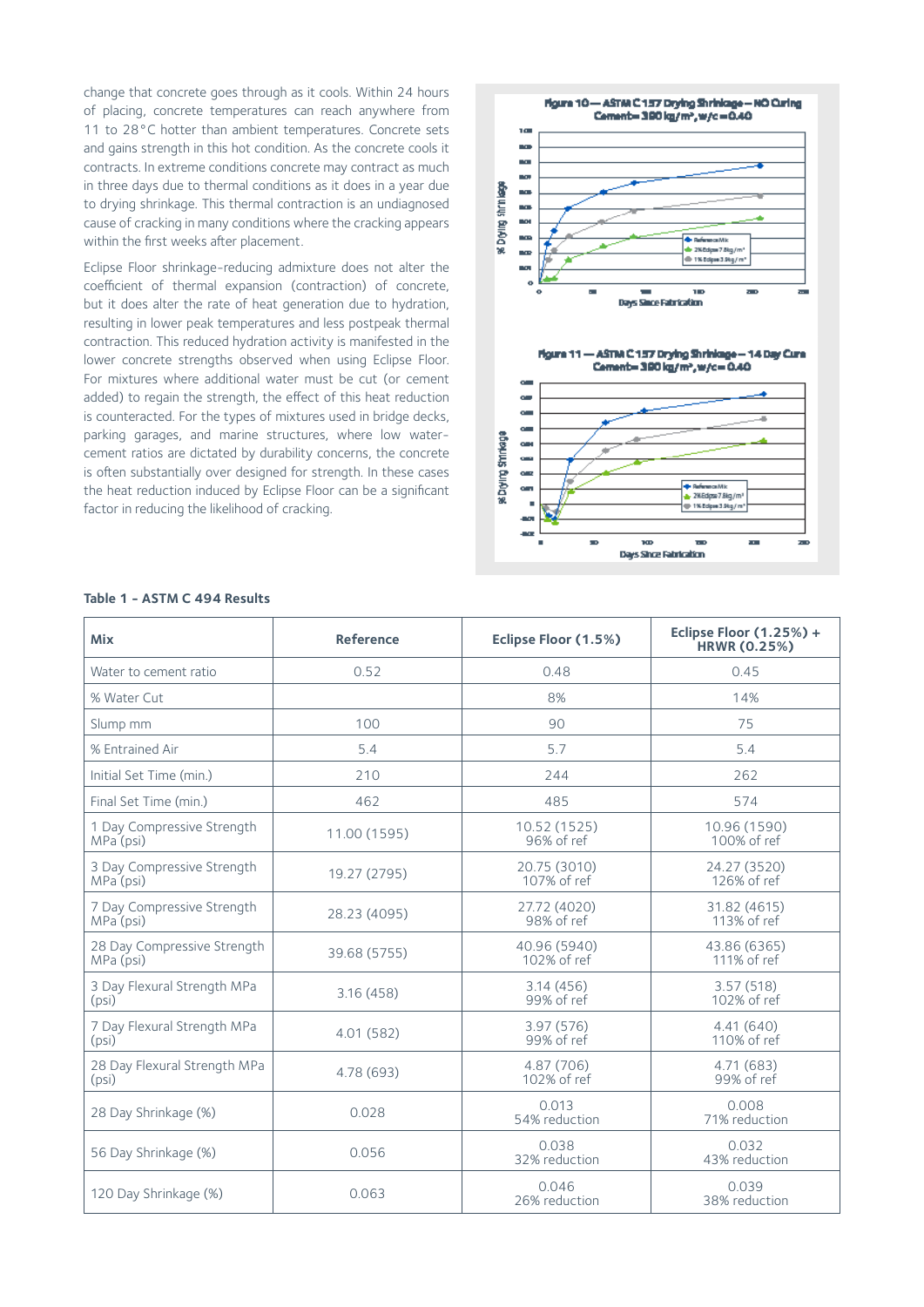change that concrete goes through as it cools. Within 24 hours of placing, concrete temperatures can reach anywhere from 11 to 28°C hotter than ambient temperatures. Concrete sets and gains strength in this hot condition. As the concrete cools it contracts. In extreme conditions concrete may contract as much in three days due to thermal conditions as it does in a year due to drying shrinkage. This thermal contraction is an undiagnosed cause of cracking in many conditions where the cracking appears within the first weeks after placement.

Eclipse Floor shrinkage-reducing admixture does not alter the coefficient of thermal expansion (contraction) of concrete, but it does alter the rate of heat generation due to hydration, resulting in lower peak temperatures and less postpeak thermal contraction. This reduced hydration activity is manifested in the lower concrete strengths observed when using Eclipse Floor. For mixtures where additional water must be cut (or cement added) to regain the strength, the effect of this heat reduction is counteracted. For the types of mixtures used in bridge decks, parking garages, and marine structures, where low water-cement ratios are dictated by durability concerns, the concrete is often substantially over designed for strength. In these cases the heat reduction induced by Eclipse Floor can be a significant factor in reducing the likelihood of cracking.

Figure 10 — ASTM C 157 Drying Shrinkage – NO Curing
Cement= 390 kg/m³, w/c = 0.40

Figure 11 — ASTM C 157 Drying Shrinkage – 14 Day Cure
Cement= 390 kg/m³, w/c = 0.40

**Table 1 - ASTM C 494 Results**

| Mix | Reference | Eclipse Floor (1.5%) | Eclipse Floor (1.25%) + HRWR (0.25%) |
|---|---|---|---|
| Water to cement ratio | 0.52 | 0.48 | 0.45 |
| % Water Cut | | 8% | 14% |
| Slump mm | 100 | 90 | 75 |
| % Entrained Air | 5.4 | 5.7 | 5.4 |
| Initial Set Time (min.) | 210 | 244 | 262 |
| Final Set Time (min.) | 462 | 485 | 574 |
| 1 Day Compressive Strength MPa (psi) | 11.00 (1595) | 10.52 (1525) 96% of ref | 10.96 (1590) 100% of ref |
| 3 Day Compressive Strength MPa (psi) | 19.27 (2795) | 20.75 (3010) 107% of ref | 24.27 (3520) 126% of ref |
| 7 Day Compressive Strength MPa (psi) | 28.23 (4095) | 27.72 (4020) 98% of ref | 31.82 (4615) 113% of ref |
| 28 Day Compressive Strength MPa (psi) | 39.68 (5755) | 40.96 (5940) 102% of ref | 43.86 (6365) 111% of ref |
| 3 Day Flexural Strength MPa (psi) | 3.16 (458) | 3.14 (456) 99% of ref | 3.57 (518) 102% of ref |
| 7 Day Flexural Strength MPa (psi) | 4.01 (582) | 3.97 (576) 99% of ref | 4.41 (640) 110% of ref |
| 28 Day Flexural Strength MPa (psi) | 4.78 (693) | 4.87 (706) 102% of ref | 4.71 (683) 99% of ref |
| 28 Day Shrinkage (%) | 0.028 | 0.013 54% reduction | 0.008 71% reduction |
| 56 Day Shrinkage (%) | 0.056 | 0.038 32% reduction | 0.032 43% reduction |
| 120 Day Shrinkage (%) | 0.063 | 0.046 26% reduction | 0.039 38% reduction |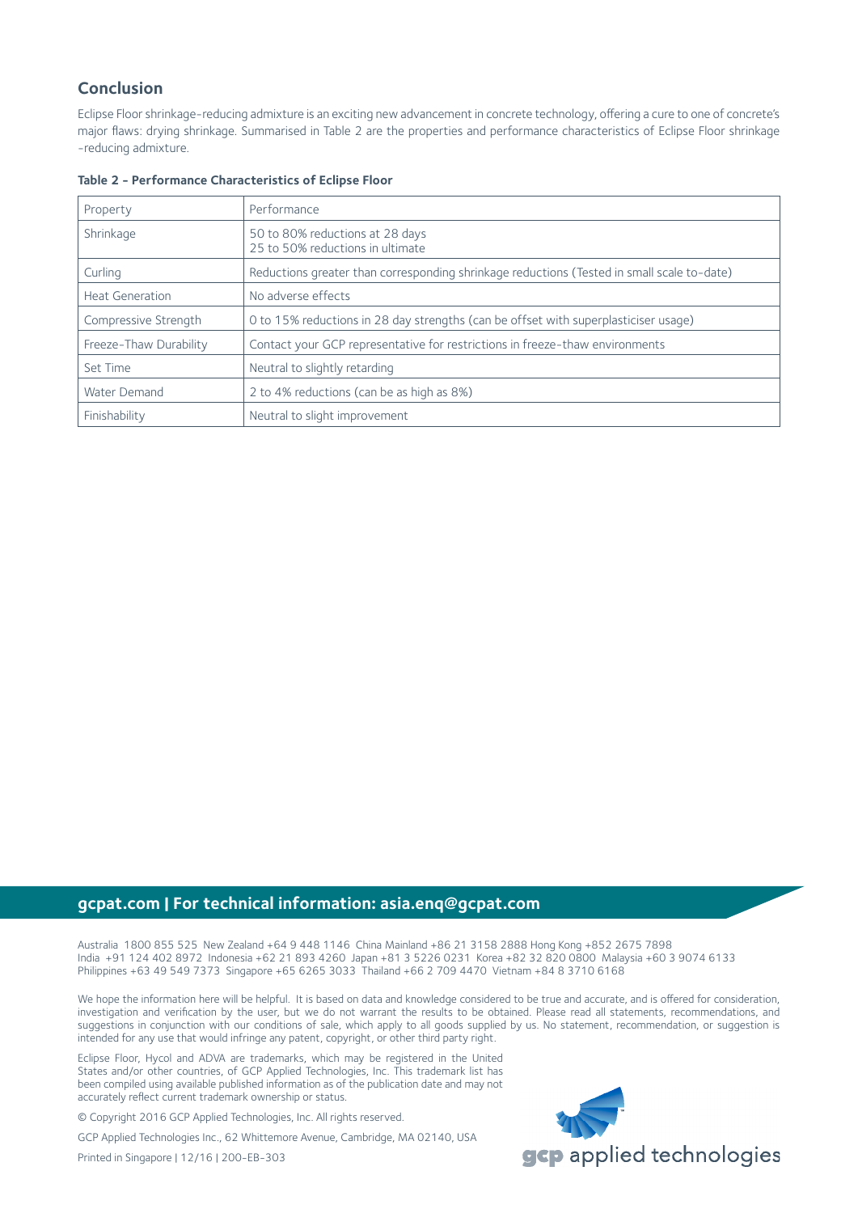## Conclusion

Eclipse Floor shrinkage-reducing admixture is an exciting new advancement in concrete technology, offering a cure to one of concrete's major flaws: drying shrinkage. Summarised in Table 2 are the properties and performance characteristics of Eclipse Floor shrinkage -reducing admixture.

**Table 2 - Performance Characteristics of Eclipse Floor**

| Property | Performance |
|---|---|
| Shrinkage | 50 to 80% reductions at 28 days<br>25 to 50% reductions in ultimate |
| Curling | Reductions greater than corresponding shrinkage reductions (Tested in small scale to-date) |
| Heat Generation | No adverse effects |
| Compressive Strength | 0 to 15% reductions in 28 day strengths (can be offset with superplasticiser usage) |
| Freeze-Thaw Durability | Contact your GCP representative for restrictions in freeze-thaw environments |
| Set Time | Neutral to slightly retarding |
| Water Demand | 2 to 4% reductions (can be as high as 8%) |
| Finishability | Neutral to slight improvement |

**gcpat.com | For technical information: asia.enq@gcpat.com**

Australia 1800 855 525 New Zealand +64 9 448 1146 China Mainland +86 21 3158 2888 Hong Kong +852 2675 7898
India +91 124 402 8972 Indonesia +62 21 893 4260 Japan +81 3 5226 0231 Korea +82 32 820 0800 Malaysia +60 3 9074 6133
Philippines +63 49 549 7373 Singapore +65 6265 3033 Thailand +66 2 709 4470 Vietnam +84 8 3710 6168

We hope the information here will be helpful. It is based on data and knowledge considered to be true and accurate, and is offered for consideration, investigation and verification by the user, but we do not warrant the results to be obtained. Please read all statements, recommendations, and suggestions in conjunction with our conditions of sale, which apply to all goods supplied by us. No statement, recommendation, or suggestion is intended for any use that would infringe any patent, copyright, or other third party right.

Eclipse Floor, Hycol and ADVA are trademarks, which may be registered in the United States and/or other countries, of GCP Applied Technologies, Inc. This trademark list has been compiled using available published information as of the publication date and may not accurately reflect current trademark ownership or status.

© Copyright 2016 GCP Applied Technologies, Inc. All rights reserved.

GCP Applied Technologies Inc., 62 Whittemore Avenue, Cambridge, MA 02140, USA

Printed in Singapore | 12/16 | 200-EB-303

gcp applied technologies